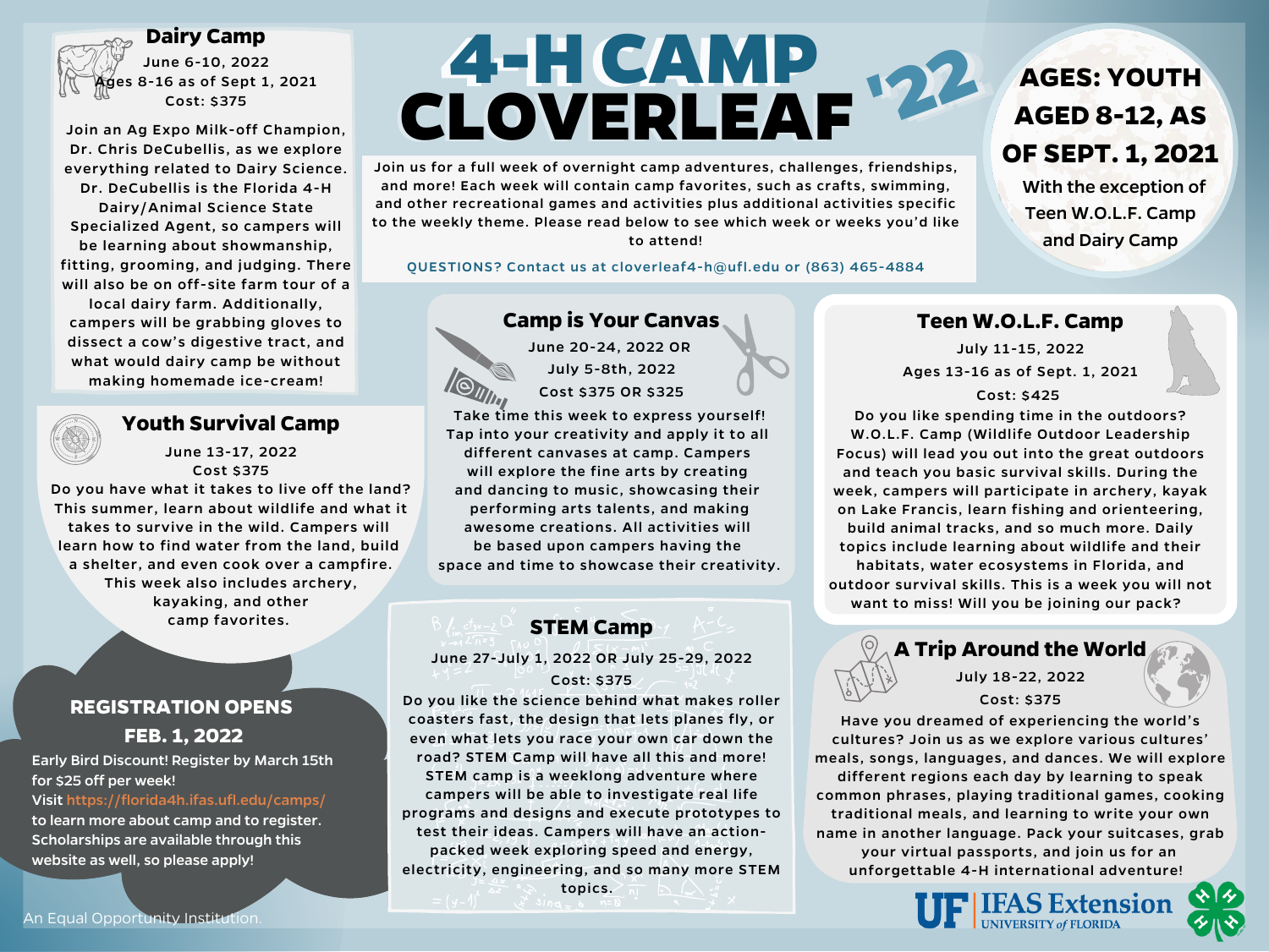# 4-H CAMP CLOVERLEAF '22

Join us for a full week of overnight camp adventures, challenges, friendships, and more! Each week will contain camp favorites, such as crafts, swimming, and other recreational games and activities plus additional activities specific to the weekly theme. Please read below to see which week or weeks you'd like to attend!

QUESTIONS? Contact us at cloverleaf4-h@ufl.edu or (863) 465-4884

**AGES: YOUTH AGED 8-12, AS OF SEPT. 1, 2021**

With the exception of Teen W.O.L.F. Camp and Dairy Camp

## Dairy Camp

June 6-10, 2022
Ages 8-16 as of Sept 1, 2021
Cost: $375

Join an Ag Expo Milk-off Champion, Dr. Chris DeCubellis, as we explore everything related to Dairy Science. Dr. DeCubellis is the Florida 4-H Dairy/Animal Science State Specialized Agent, so campers will be learning about showmanship, fitting, grooming, and judging. There will also be on off-site farm tour of a local dairy farm. Additionally, campers will be grabbing gloves to dissect a cow's digestive tract, and what would dairy camp be without making homemade ice-cream!

## Youth Survival Camp

June 13-17, 2022
Cost $375

Do you have what it takes to live off the land? This summer, learn about wildlife and what it takes to survive in the wild. Campers will learn how to find water from the land, build a shelter, and even cook over a campfire. This week also includes archery, kayaking, and other camp favorites.

## Camp is Your Canvas

June 20-24, 2022 OR
July 5-8th, 2022
Cost $375 OR $325

Take time this week to express yourself! Tap into your creativity and apply it to all different canvases at camp. Campers will explore the fine arts by creating and dancing to music, showcasing their performing arts talents, and making awesome creations. All activities will be based upon campers having the space and time to showcase their creativity.

## STEM Camp

June 27-July 1, 2022 OR July 25-29, 2022
Cost: $375

Do you like the science behind what makes roller coasters fast, the design that lets planes fly, or even what lets you race your own car down the road? STEM Camp will have all this and more! STEM camp is a weeklong adventure where campers will be able to investigate real life programs and designs and execute prototypes to test their ideas. Campers will have an action-packed week exploring speed and energy, electricity, engineering, and so many more STEM topics.

## Teen W.O.L.F. Camp

July 11-15, 2022
Ages 13-16 as of Sept. 1, 2021
Cost: $425

Do you like spending time in the outdoors? W.O.L.F. Camp (Wildlife Outdoor Leadership Focus) will lead you out into the great outdoors and teach you basic survival skills. During the week, campers will participate in archery, kayak on Lake Francis, learn fishing and orienteering, build animal tracks, and so much more. Daily topics include learning about wildlife and their habitats, water ecosystems in Florida, and outdoor survival skills. This is a week you will not want to miss! Will you be joining our pack?

## A Trip Around the World

July 18-22, 2022
Cost: $375

Have you dreamed of experiencing the world's cultures? Join us as we explore various cultures' meals, songs, languages, and dances. We will explore different regions each day by learning to speak common phrases, playing traditional games, cooking traditional meals, and learning to write your own name in another language. Pack your suitcases, grab your virtual passports, and join us for an unforgettable 4-H international adventure!

## REGISTRATION OPENS FEB. 1, 2022

Early Bird Discount! Register by March 15th for $25 off per week!
Visit https://florida4h.ifas.ufl.edu/camps/ to learn more about camp and to register. Scholarships are available through this website as well, so please apply!

An Equal Opportunity Institution.

UF IFAS Extension UNIVERSITY of FLORIDA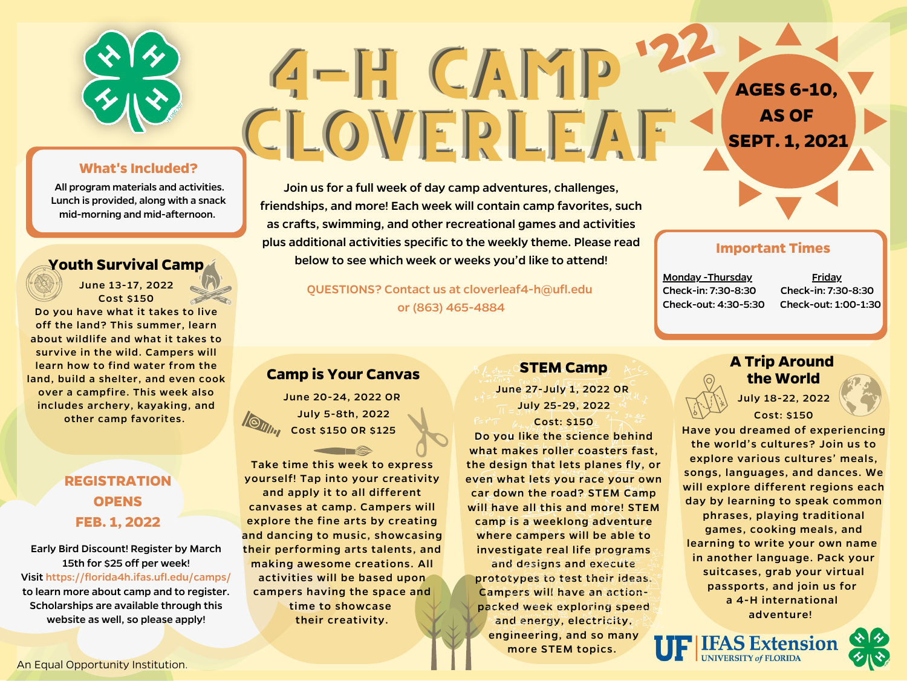# 4-H CAMP CLOVERLEAF '22

**AGES 6-10, AS OF SEPT. 1, 2021**

Join us for a full week of day camp adventures, challenges, friendships, and more! Each week will contain camp favorites, such as crafts, swimming, and other recreational games and activities plus additional activities specific to the weekly theme. Please read below to see which week or weeks you'd like to attend!

QUESTIONS? Contact us at cloverleaf4-h@ufl.edu or (863) 465-4884

## What's Included?

All program materials and activities. Lunch is provided, along with a snack mid-morning and mid-afternoon.

## Important Times

| Monday -Thursday | Friday |
|---|---|
| Check-in: 7:30-8:30 | Check-in: 7:30-8:30 |
| Check-out: 4:30-5:30 | Check-out: 1:00-1:30 |

## Youth Survival Camp

June 13-17, 2022
Cost $150

Do you have what it takes to live off the land? This summer, learn about wildlife and what it takes to survive in the wild. Campers will learn how to find water from the land, build a shelter, and even cook over a campfire. This week also includes archery, kayaking, and other camp favorites.

## Camp is Your Canvas

June 20-24, 2022 OR
July 5-8th, 2022
Cost $150 OR $125

Take time this week to express yourself! Tap into your creativity and apply it to all different canvases at camp. Campers will explore the fine arts by creating and dancing to music, showcasing their performing arts talents, and making awesome creations. All activities will be based upon campers having the space and time to showcase their creativity.

## STEM Camp

June 27-July 1, 2022 OR
July 25-29, 2022
Cost: $150

Do you like the science behind what makes roller coasters fast, the design that lets planes fly, or even what lets you race your own car down the road? STEM Camp will have all this and more! STEM camp is a weeklong adventure where campers will be able to investigate real life programs and designs and execute prototypes to test their ideas. Campers will have an action-packed week exploring speed and energy, electricity, engineering, and so many more STEM topics.

## A Trip Around the World

July 18-22, 2022
Cost: $150

Have you dreamed of experiencing the world's cultures? Join us to explore various cultures' meals, songs, languages, and dances. We will explore different regions each day by learning to speak common phrases, playing traditional games, cooking meals, and learning to write your own name in another language. Pack your suitcases, grab your virtual passports, and join us for a 4-H international adventure!

## REGISTRATION OPENS FEB. 1, 2022

Early Bird Discount! Register by March 15th for $25 off per week!
Visit https://florida4h.ifas.ufl.edu/camps/ to learn more about camp and to register. Scholarships are available through this website as well, so please apply!

An Equal Opportunity Institution.

UF IFAS Extension UNIVERSITY of FLORIDA